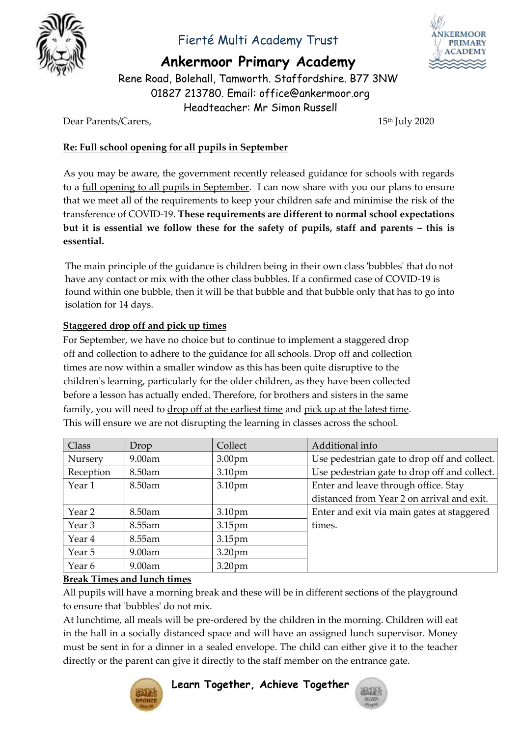Fierté Multi Academy Trust

# Ankermoor Primary Academy

Rene Road, Bolehall, Tamworth. Staffordshire. B77 3NW
01827 213780. Email: office@ankermoor.org
Headteacher: Mr Simon Russell

Dear Parents/Carers,

15th July 2020

**Re: Full school opening for all pupils in September**

As you may be aware, the government recently released guidance for schools with regards to a full opening to all pupils in September. I can now share with you our plans to ensure that we meet all of the requirements to keep your children safe and minimise the risk of the transference of COVID-19. **These requirements are different to normal school expectations but it is essential we follow these for the safety of pupils, staff and parents – this is essential.**

The main principle of the guidance is children being in their own class 'bubbles' that do not have any contact or mix with the other class bubbles. If a confirmed case of COVID-19 is found within one bubble, then it will be that bubble and that bubble only that has to go into isolation for 14 days.

**Staggered drop off and pick up times**

For September, we have no choice but to continue to implement a staggered drop off and collection to adhere to the guidance for all schools. Drop off and collection times are now within a smaller window as this has been quite disruptive to the children's learning, particularly for the older children, as they have been collected before a lesson has actually ended. Therefore, for brothers and sisters in the same family, you will need to drop off at the earliest time and pick up at the latest time. This will ensure we are not disrupting the learning in classes across the school.

| Class | Drop | Collect | Additional info |
|---|---|---|---|
| Nursery | 9.00am | 3.00pm | Use pedestrian gate to drop off and collect. |
| Reception | 8.50am | 3.10pm | Use pedestrian gate to drop off and collect. |
| Year 1 | 8.50am | 3.10pm | Enter and leave through office. Stay distanced from Year 2 on arrival and exit. |
| Year 2 | 8.50am | 3.10pm | Enter and exit via main gates at staggered times. |
| Year 3 | 8.55am | 3.15pm | |
| Year 4 | 8.55am | 3.15pm | |
| Year 5 | 9.00am | 3.20pm | |
| Year 6 | 9.00am | 3.20pm | |

**Break Times and lunch times**

All pupils will have a morning break and these will be in different sections of the playground to ensure that 'bubbles' do not mix.

At lunchtime, all meals will be pre-ordered by the children in the morning. Children will eat in the hall in a socially distanced space and will have an assigned lunch supervisor. Money must be sent in for a dinner in a sealed envelope. The child can either give it to the teacher directly or the parent can give it directly to the staff member on the entrance gate.

**Learn Together, Achieve Together**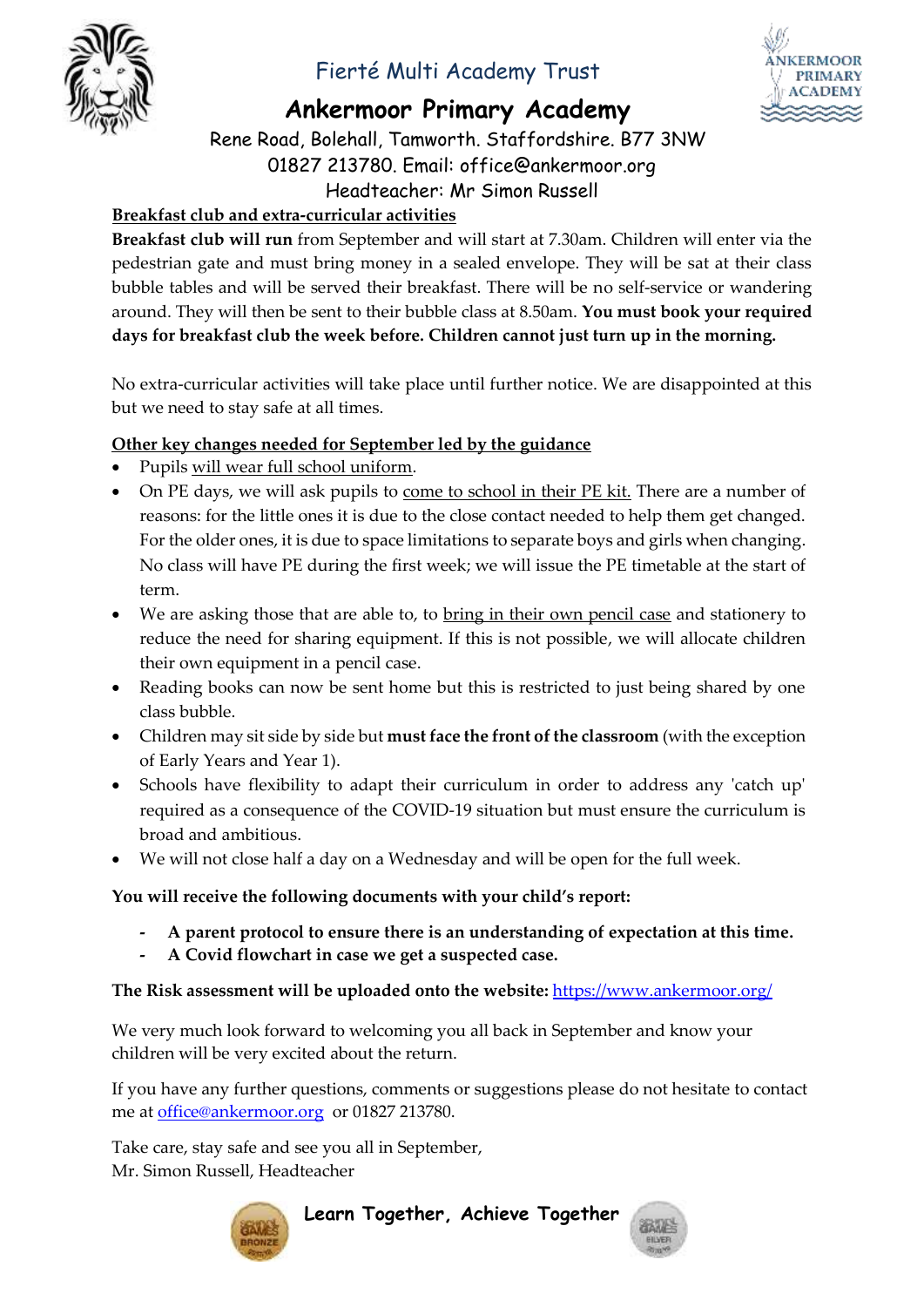Fierté Multi Academy Trust

# Ankermoor Primary Academy

Rene Road, Bolehall, Tamworth. Staffordshire. B77 3NW
01827 213780. Email: office@ankermoor.org
Headteacher: Mr Simon Russell

## Breakfast club and extra-curricular activities

**Breakfast club will run** from September and will start at 7.30am. Children will enter via the pedestrian gate and must bring money in a sealed envelope. They will be sat at their class bubble tables and will be served their breakfast. There will be no self-service or wandering around. They will then be sent to their bubble class at 8.50am. **You must book your required days for breakfast club the week before. Children cannot just turn up in the morning.**

No extra-curricular activities will take place until further notice. We are disappointed at this but we need to stay safe at all times.

## Other key changes needed for September led by the guidance

- Pupils will wear full school uniform.
- On PE days, we will ask pupils to come to school in their PE kit. There are a number of reasons: for the little ones it is due to the close contact needed to help them get changed. For the older ones, it is due to space limitations to separate boys and girls when changing. No class will have PE during the first week; we will issue the PE timetable at the start of term.
- We are asking those that are able to, to bring in their own pencil case and stationery to reduce the need for sharing equipment. If this is not possible, we will allocate children their own equipment in a pencil case.
- Reading books can now be sent home but this is restricted to just being shared by one class bubble.
- Children may sit side by side but **must face the front of the classroom** (with the exception of Early Years and Year 1).
- Schools have flexibility to adapt their curriculum in order to address any 'catch up' required as a consequence of the COVID-19 situation but must ensure the curriculum is broad and ambitious.
- We will not close half a day on a Wednesday and will be open for the full week.

**You will receive the following documents with your child's report:**

- **A parent protocol to ensure there is an understanding of expectation at this time.**
- **A Covid flowchart in case we get a suspected case.**

**The Risk assessment will be uploaded onto the website:** https://www.ankermoor.org/

We very much look forward to welcoming you all back in September and know your children will be very excited about the return.

If you have any further questions, comments or suggestions please do not hesitate to contact me at office@ankermoor.org or 01827 213780.

Take care, stay safe and see you all in September,
Mr. Simon Russell, Headteacher

**Learn Together, Achieve Together**